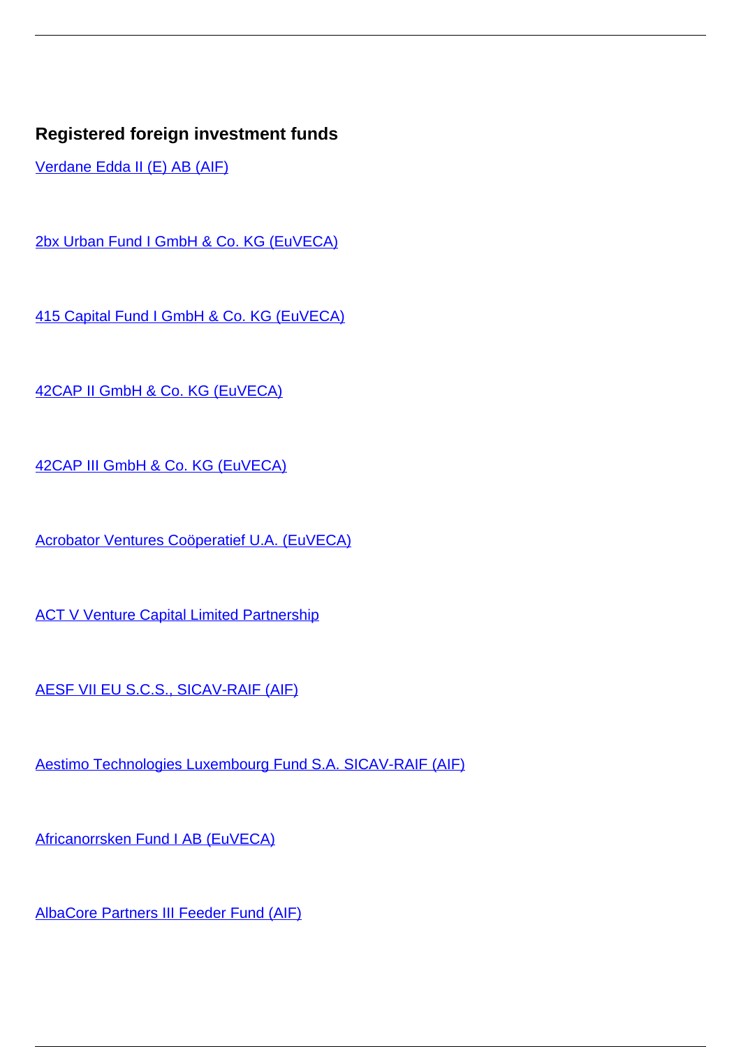### Registered foreign investment funds

Verdane Edda II (E) AB (AIF)

2bx Urban Fund I GmbH & Co. KG (EuVECA)

415 Capital Fund I GmbH & Co. KG (EuVECA)

42CAP II GmbH & Co. KG (EuVECA)

42CAP III GmbH & Co. KG (EuVECA)

Acrobator Ventures Coöperatief U.A. (EuVECA)

ACT V Venture Capital Limited Partnership

AESF VII EU S.C.S., SICAV-RAIF (AIF)

Aestimo Technologies Luxembourg Fund S.A. SICAV-RAIF (AIF)

Africanorrsken Fund I AB (EuVECA)

AlbaCore Partners III Feeder Fund (AIF)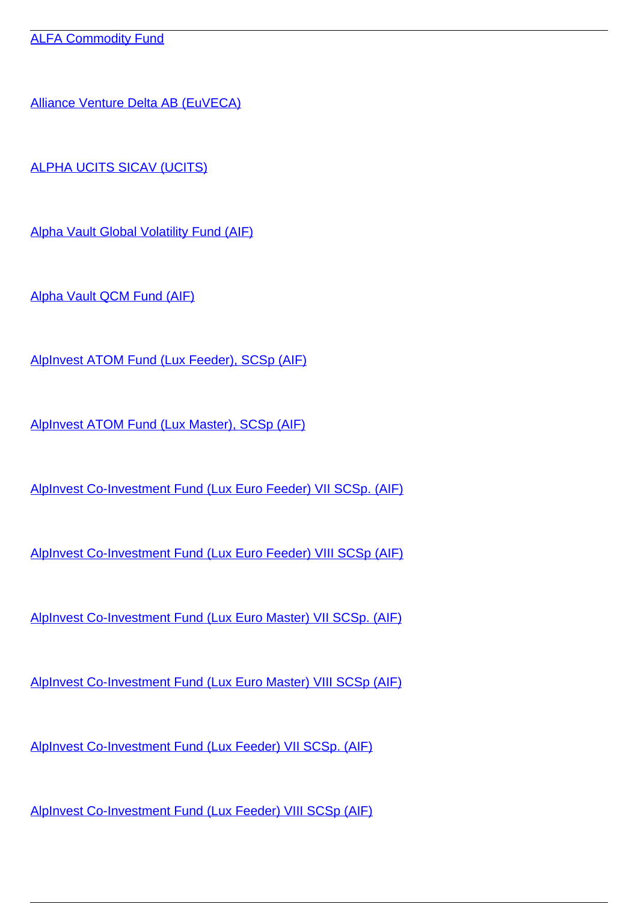ALFA Commodity Fund

Alliance Venture Delta AB (EuVECA)

ALPHA UCITS SICAV (UCITS)

Alpha Vault Global Volatility Fund (AIF)

Alpha Vault QCM Fund (AIF)

AlpInvest ATOM Fund (Lux Feeder), SCSp (AIF)

AlpInvest ATOM Fund (Lux Master), SCSp (AIF)

AlpInvest Co-Investment Fund (Lux Euro Feeder) VII SCSp. (AIF)

AlpInvest Co-Investment Fund (Lux Euro Feeder) VIII SCSp (AIF)

AlpInvest Co-Investment Fund (Lux Euro Master) VII SCSp. (AIF)

AlpInvest Co-Investment Fund (Lux Euro Master) VIII SCSp (AIF)

AlpInvest Co-Investment Fund (Lux Feeder) VII SCSp. (AIF)

AlpInvest Co-Investment Fund (Lux Feeder) VIII SCSp (AIF)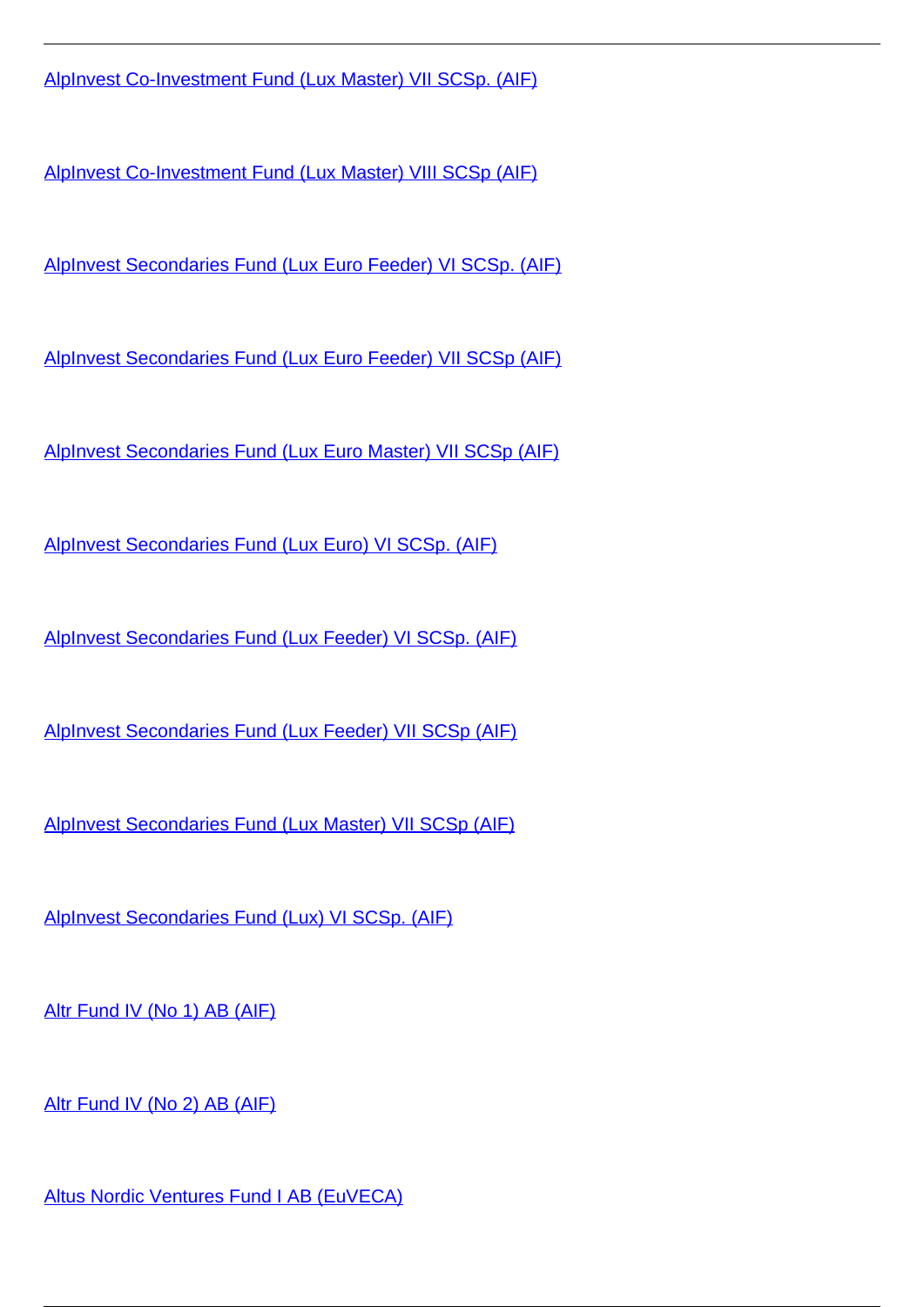AlpInvest Co-Investment Fund (Lux Master) VII SCSp. (AIF)

AlpInvest Co-Investment Fund (Lux Master) VIII SCSp (AIF)

AlpInvest Secondaries Fund (Lux Euro Feeder) VI SCSp. (AIF)

AlpInvest Secondaries Fund (Lux Euro Feeder) VII SCSp (AIF)

AlpInvest Secondaries Fund (Lux Euro Master) VII SCSp (AIF)

AlpInvest Secondaries Fund (Lux Euro) VI SCSp. (AIF)

AlpInvest Secondaries Fund (Lux Feeder) VI SCSp. (AIF)

AlpInvest Secondaries Fund (Lux Feeder) VII SCSp (AIF)

AlpInvest Secondaries Fund (Lux Master) VII SCSp (AIF)

AlpInvest Secondaries Fund (Lux) VI SCSp. (AIF)

Altr Fund IV (No 1) AB (AIF)

Altr Fund IV (No 2) AB (AIF)

Altus Nordic Ventures Fund I AB (EuVECA)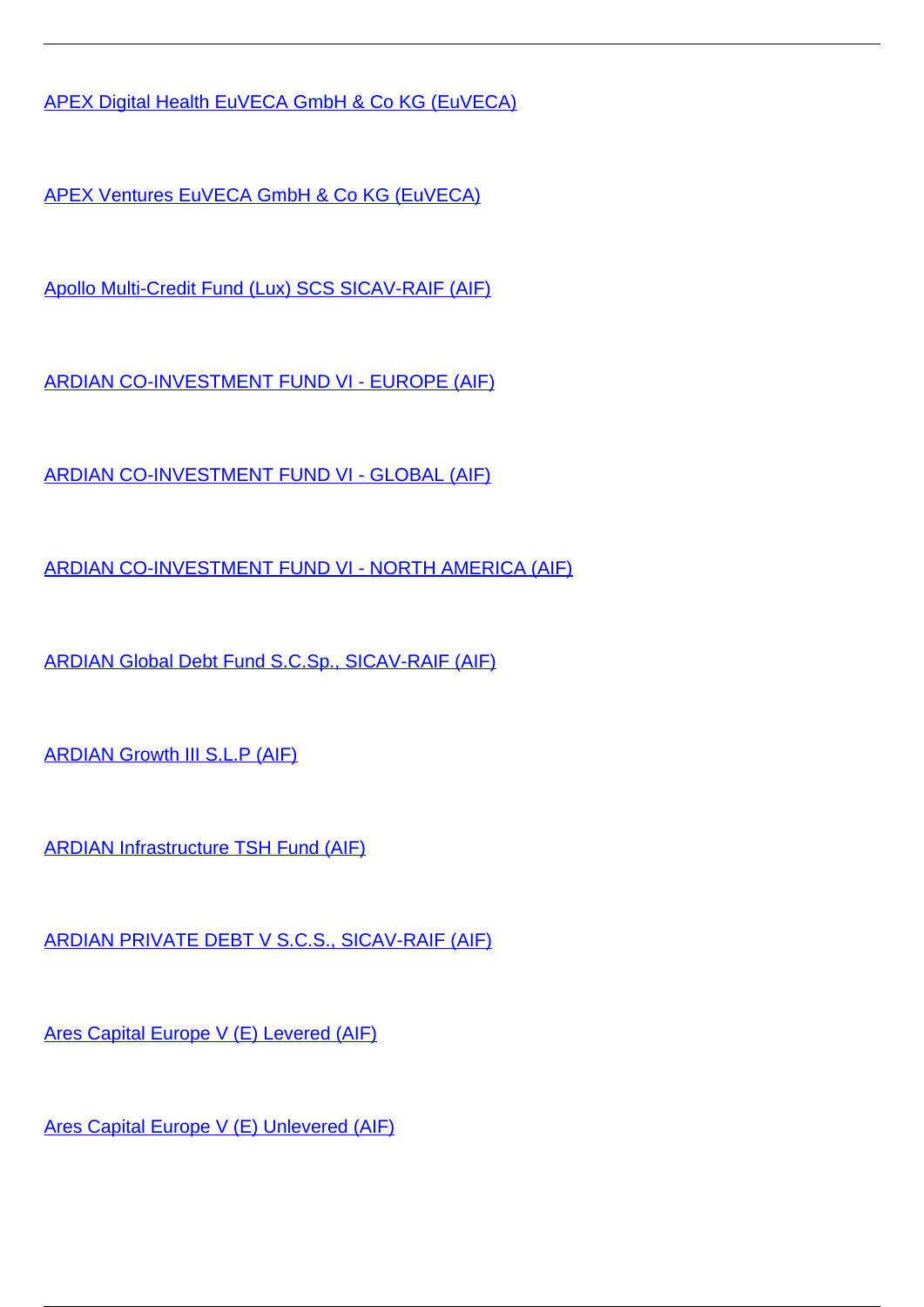APEX Digital Health EuVECA GmbH & Co KG (EuVECA)

APEX Ventures EuVECA GmbH & Co KG (EuVECA)

Apollo Multi-Credit Fund (Lux) SCS SICAV-RAIF (AIF)

ARDIAN CO-INVESTMENT FUND VI - EUROPE (AIF)

ARDIAN CO-INVESTMENT FUND VI - GLOBAL (AIF)

ARDIAN CO-INVESTMENT FUND VI - NORTH AMERICA (AIF)

ARDIAN Global Debt Fund S.C.Sp., SICAV-RAIF (AIF)

ARDIAN Growth III S.L.P (AIF)

ARDIAN Infrastructure TSH Fund (AIF)

ARDIAN PRIVATE DEBT V S.C.S., SICAV-RAIF (AIF)

Ares Capital Europe V (E) Levered (AIF)

Ares Capital Europe V (E) Unlevered (AIF)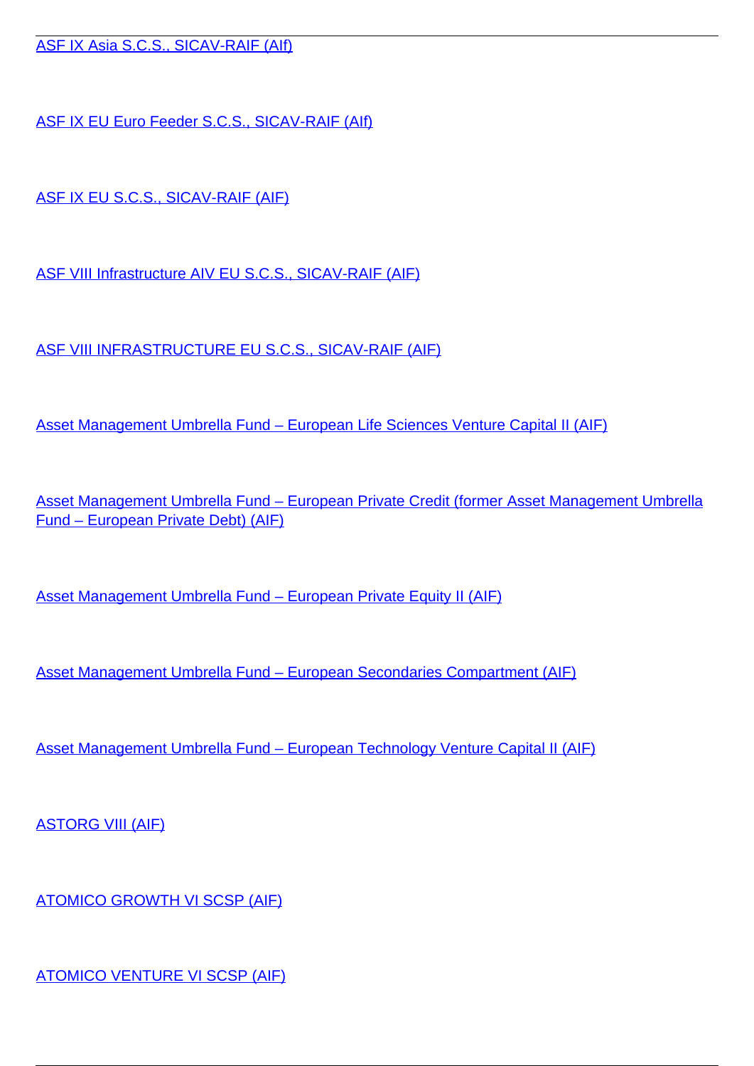ASF IX Asia S.C.S., SICAV-RAIF (AIf)

ASF IX EU Euro Feeder S.C.S., SICAV-RAIF (AIf)

ASF IX EU S.C.S., SICAV-RAIF (AIF)

ASF VIII Infrastructure AIV EU S.C.S., SICAV-RAIF (AIF)

ASF VIII INFRASTRUCTURE EU S.C.S., SICAV-RAIF (AIF)

Asset Management Umbrella Fund – European Life Sciences Venture Capital II (AIF)

Asset Management Umbrella Fund – European Private Credit (former Asset Management Umbrella Fund – European Private Debt) (AIF)

Asset Management Umbrella Fund – European Private Equity II (AIF)

Asset Management Umbrella Fund – European Secondaries Compartment (AIF)

Asset Management Umbrella Fund – European Technology Venture Capital II (AIF)

ASTORG VIII (AIF)

ATOMICO GROWTH VI SCSP (AIF)

ATOMICO VENTURE VI SCSP (AIF)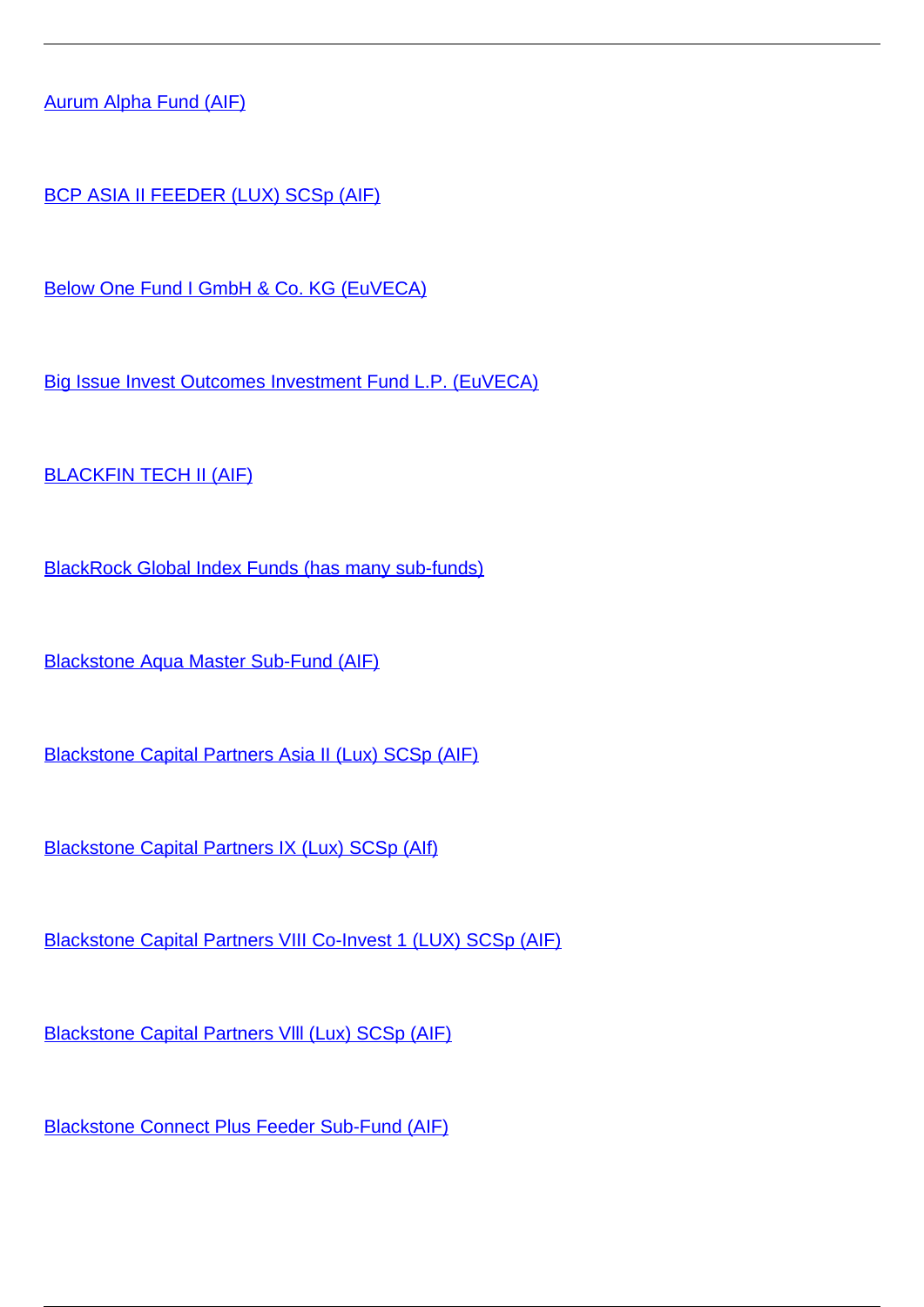Aurum Alpha Fund (AIF)

BCP ASIA II FEEDER (LUX) SCSp (AIF)

Below One Fund I GmbH & Co. KG (EuVECA)

Big Issue Invest Outcomes Investment Fund L.P. (EuVECA)

BLACKFIN TECH II (AIF)

BlackRock Global Index Funds (has many sub-funds)

Blackstone Aqua Master Sub-Fund (AIF)

Blackstone Capital Partners Asia II (Lux) SCSp (AIF)

Blackstone Capital Partners IX (Lux) SCSp (AIf)

Blackstone Capital Partners VIII Co-Invest 1 (LUX) SCSp (AIF)

Blackstone Capital Partners Vlll (Lux) SCSp (AIF)

Blackstone Connect Plus Feeder Sub-Fund (AIF)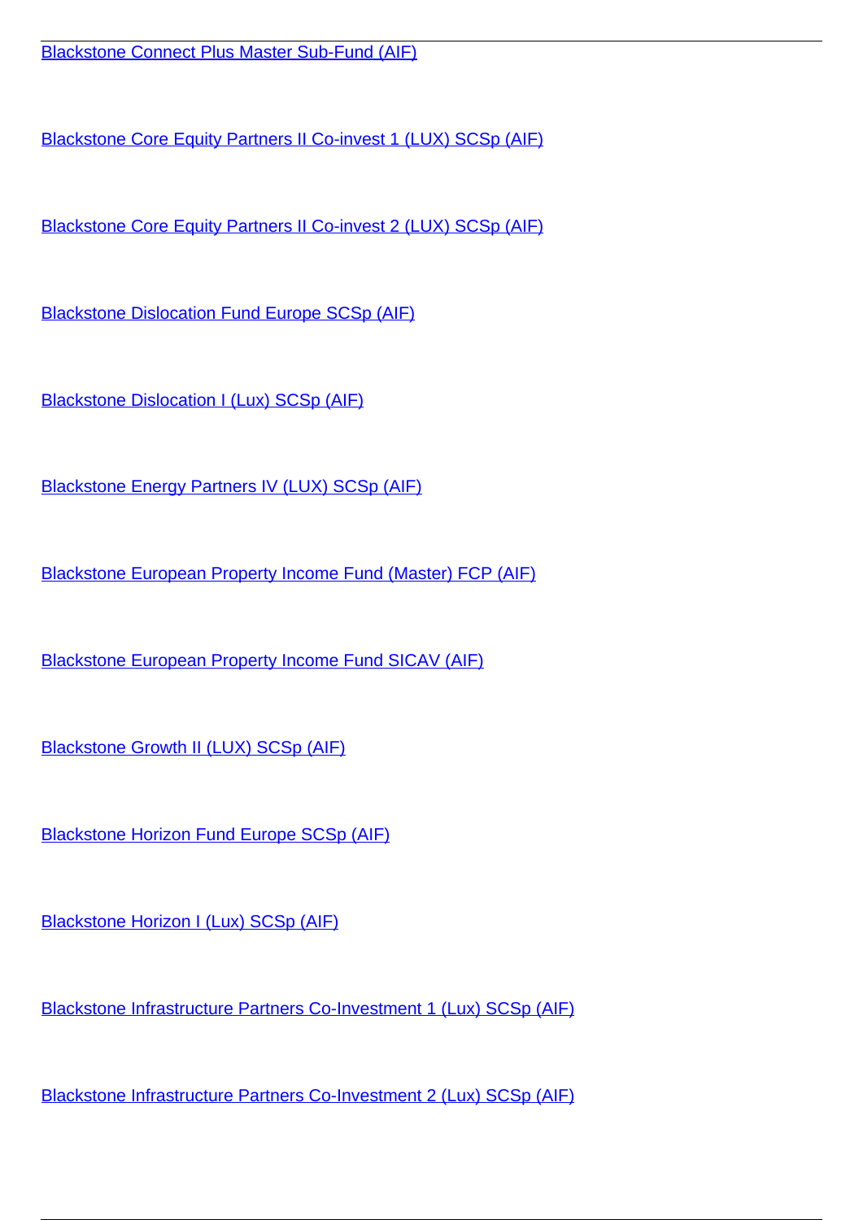Blackstone Connect Plus Master Sub-Fund (AIF)

Blackstone Core Equity Partners II Co-invest 1 (LUX) SCSp (AIF)

Blackstone Core Equity Partners II Co-invest 2 (LUX) SCSp (AIF)

Blackstone Dislocation Fund Europe SCSp (AIF)

Blackstone Dislocation I (Lux) SCSp (AIF)

Blackstone Energy Partners IV (LUX) SCSp (AIF)

Blackstone European Property Income Fund (Master) FCP (AIF)

Blackstone European Property Income Fund SICAV (AIF)

Blackstone Growth II (LUX) SCSp (AIF)

Blackstone Horizon Fund Europe SCSp (AIF)

Blackstone Horizon I (Lux) SCSp (AIF)

Blackstone Infrastructure Partners Co-Investment 1 (Lux) SCSp (AIF)

Blackstone Infrastructure Partners Co-Investment 2 (Lux) SCSp (AIF)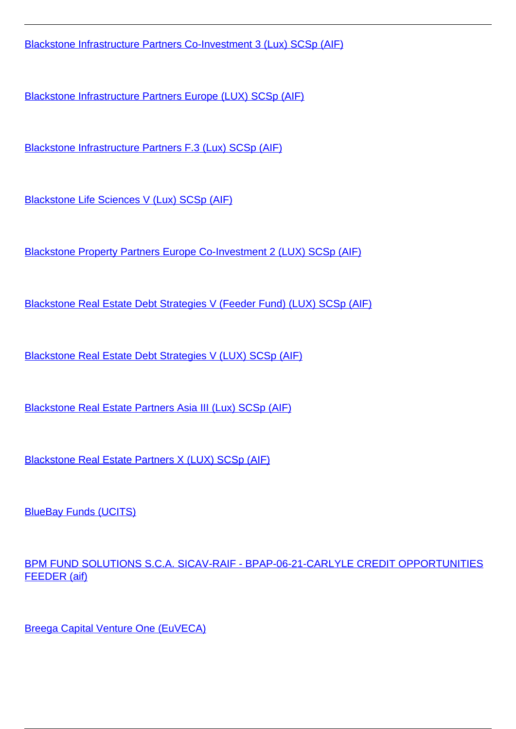Blackstone Infrastructure Partners Co-Investment 3 (Lux) SCSp (AIF)

Blackstone Infrastructure Partners Europe (LUX) SCSp (AIF)

Blackstone Infrastructure Partners F.3 (Lux) SCSp (AIF)

Blackstone Life Sciences V (Lux) SCSp (AIF)

Blackstone Property Partners Europe Co-Investment 2 (LUX) SCSp (AIF)

Blackstone Real Estate Debt Strategies V (Feeder Fund) (LUX) SCSp (AIF)

Blackstone Real Estate Debt Strategies V (LUX) SCSp (AIF)

Blackstone Real Estate Partners Asia III (Lux) SCSp (AIF)

Blackstone Real Estate Partners X (LUX) SCSp (AIF)

BlueBay Funds (UCITS)

BPM FUND SOLUTIONS S.C.A. SICAV-RAIF - BPAP-06-21-CARLYLE CREDIT OPPORTUNITIES FEEDER (aif)

Breega Capital Venture One (EuVECA)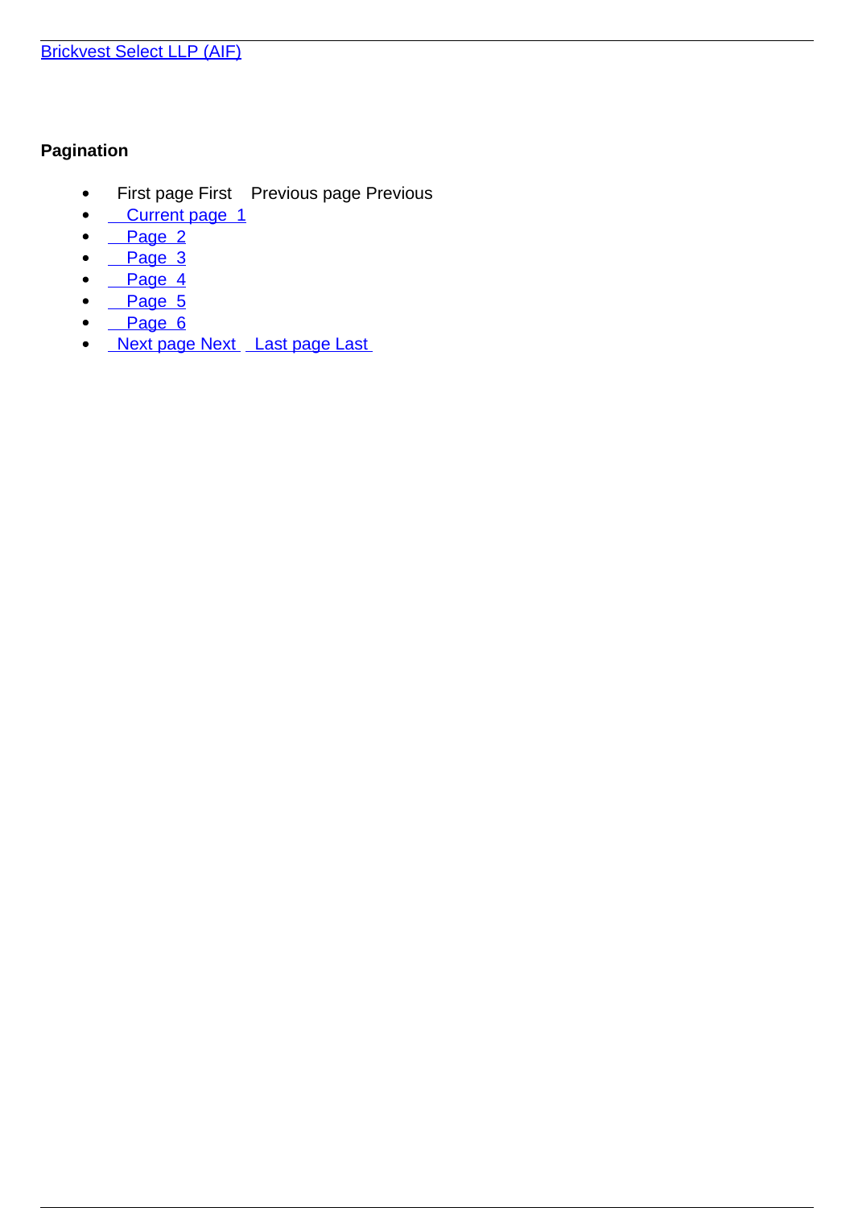[Brickvest Select LLP (AIF)]

**Pagination**

- First page First Previous page Previous
- [Current page 1]
- [Page 2]
- [Page 3]
- [Page 4]
- [Page 5]
- [Page 6]
- [Next page Next] [Last page Last]